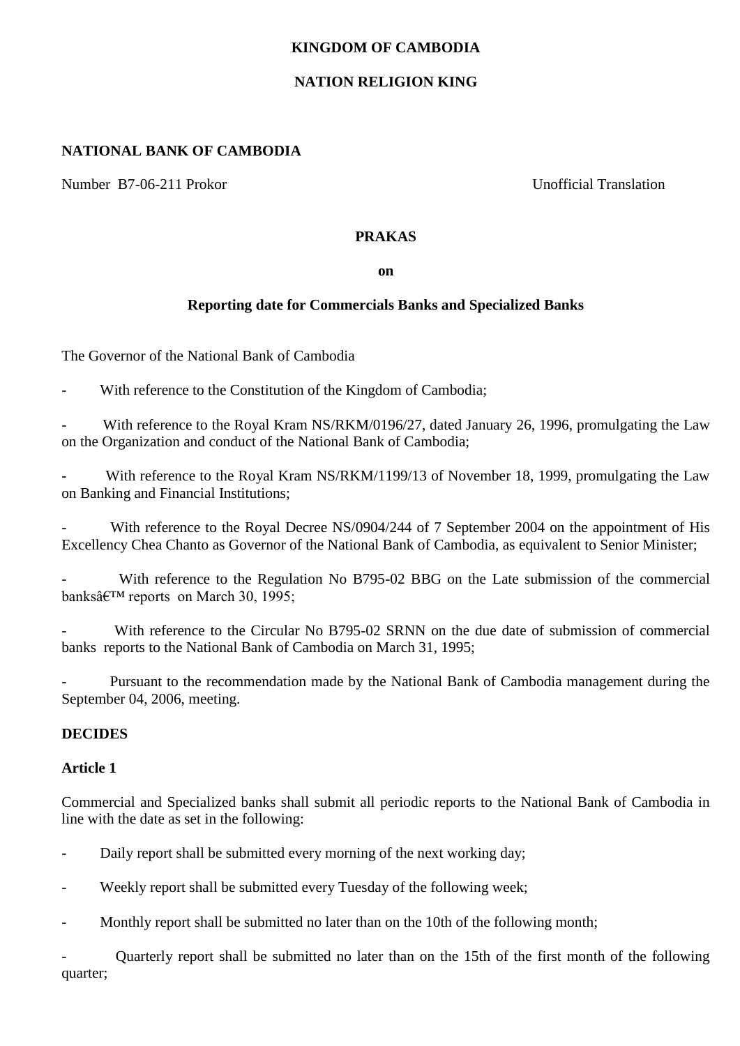**KINGDOM OF CAMBODIA**

**NATION RELIGION KING**

**NATIONAL BANK OF CAMBODIA**

Number B7-06-211 Prokor

Unofficial Translation

# PRAKAS

**on**

## Reporting date for Commercials Banks and Specialized Banks

The Governor of the National Bank of Cambodia

- With reference to the Constitution of the Kingdom of Cambodia;
- With reference to the Royal Kram NS/RKM/0196/27, dated January 26, 1996, promulgating the Law on the Organization and conduct of the National Bank of Cambodia;
- With reference to the Royal Kram NS/RKM/1199/13 of November 18, 1999, promulgating the Law on Banking and Financial Institutions;
- With reference to the Royal Decree NS/0904/244 of 7 September 2004 on the appointment of His Excellency Chea Chanto as Governor of the National Bank of Cambodia, as equivalent to Senior Minister;
- With reference to the Regulation No B795-02 BBG on the Late submission of the commercial banksâ€™ reports on March 30, 1995;
- With reference to the Circular No B795-02 SRNN on the due date of submission of commercial banks reports to the National Bank of Cambodia on March 31, 1995;
- Pursuant to the recommendation made by the National Bank of Cambodia management during the September 04, 2006, meeting.

**DECIDES**

**Article 1**

Commercial and Specialized banks shall submit all periodic reports to the National Bank of Cambodia in line with the date as set in the following:

- Daily report shall be submitted every morning of the next working day;
- Weekly report shall be submitted every Tuesday of the following week;
- Monthly report shall be submitted no later than on the 10th of the following month;
- Quarterly report shall be submitted no later than on the 15th of the first month of the following quarter;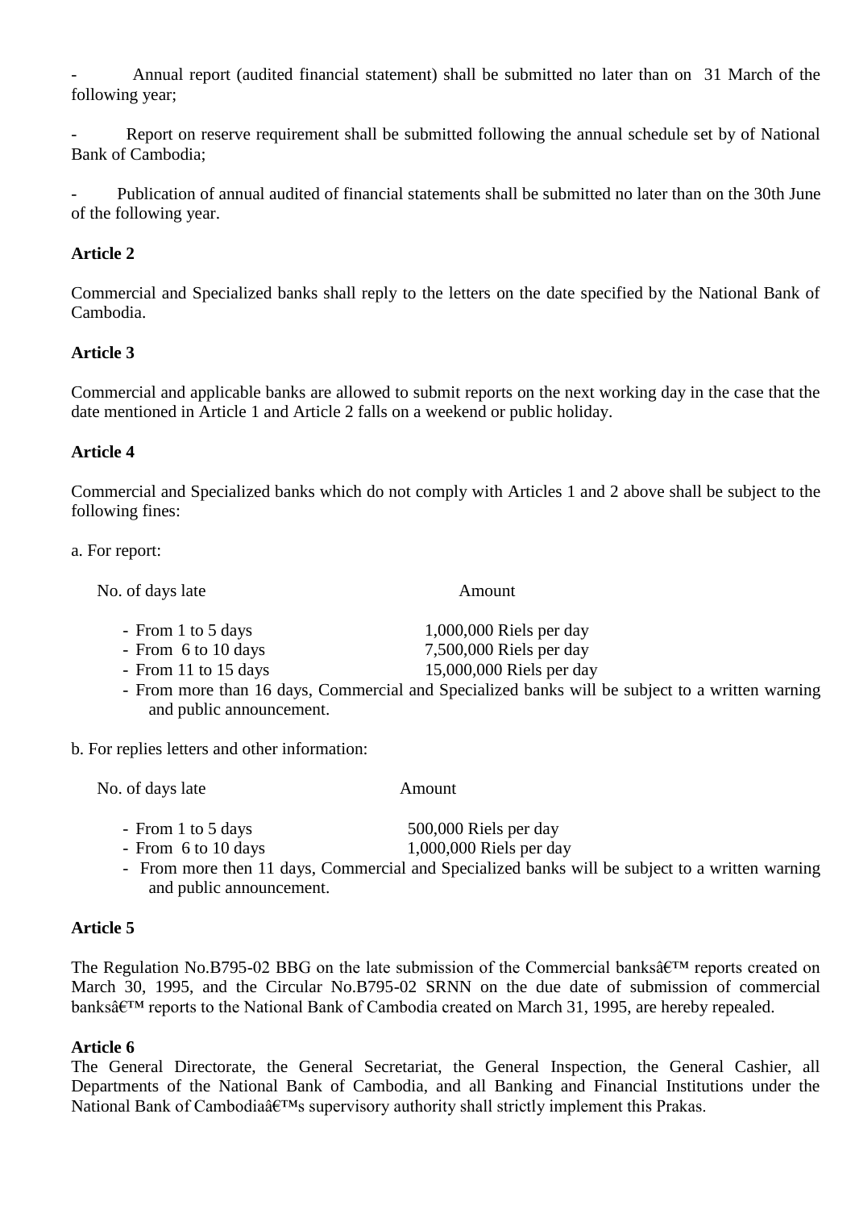- Annual report (audited financial statement) shall be submitted no later than on 31 March of the following year;

- Report on reserve requirement shall be submitted following the annual schedule set by of National Bank of Cambodia;

- Publication of annual audited of financial statements shall be submitted no later than on the 30th June of the following year.

**Article 2**

Commercial and Specialized banks shall reply to the letters on the date specified by the National Bank of Cambodia.

**Article 3**

Commercial and applicable banks are allowed to submit reports on the next working day in the case that the date mentioned in Article 1 and Article 2 falls on a weekend or public holiday.

**Article 4**

Commercial and Specialized banks which do not comply with Articles 1 and 2 above shall be subject to the following fines:

a. For report:

| No. of days late | Amount |
|---|---|
| - From 1 to 5 days | 1,000,000 Riels per day |
| - From 6 to 10 days | 7,500,000 Riels per day |
| - From 11 to 15 days | 15,000,000 Riels per day |

- From more than 16 days, Commercial and Specialized banks will be subject to a written warning and public announcement.

b. For replies letters and other information:

| No. of days late | Amount |
|---|---|
| - From 1 to 5 days | 500,000 Riels per day |
| - From 6 to 10 days | 1,000,000 Riels per day |

- From more then 11 days, Commercial and Specialized banks will be subject to a written warning and public announcement.

**Article 5**

The Regulation No.B795-02 BBG on the late submission of the Commercial banksâ€™ reports created on March 30, 1995, and the Circular No.B795-02 SRNN on the due date of submission of commercial banksâ€™ reports to the National Bank of Cambodia created on March 31, 1995, are hereby repealed.

**Article 6**

The General Directorate, the General Secretariat, the General Inspection, the General Cashier, all Departments of the National Bank of Cambodia, and all Banking and Financial Institutions under the National Bank of Cambodiaâ€™s supervisory authority shall strictly implement this Prakas.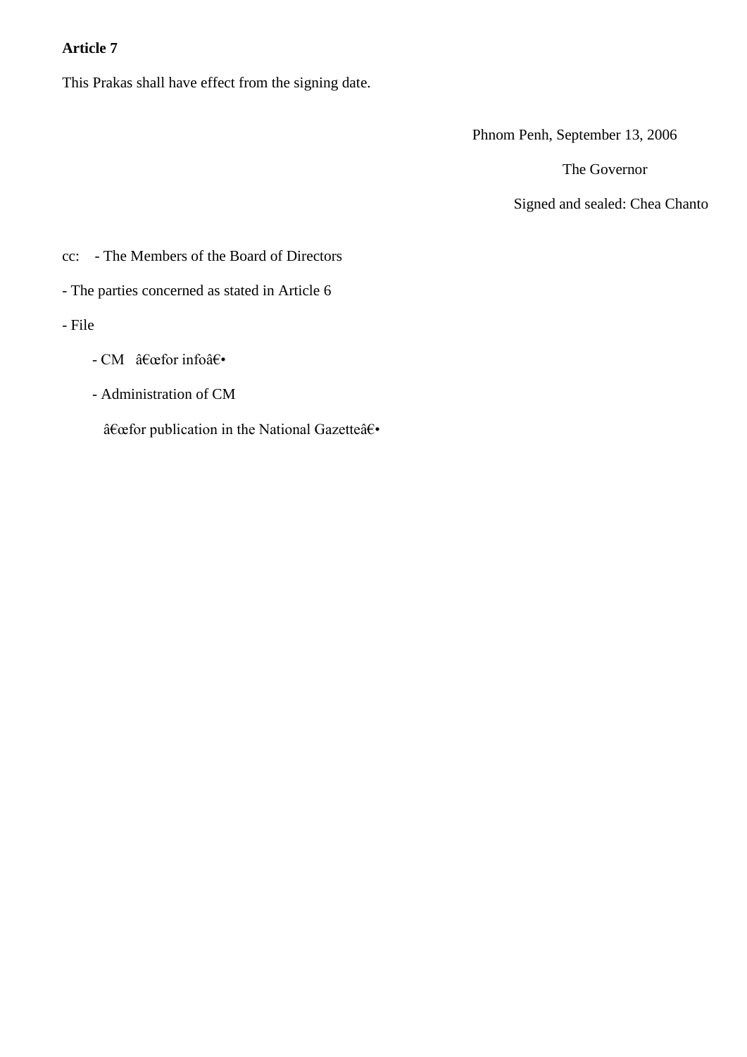**Article 7**

This Prakas shall have effect from the signing date.

Phnom Penh, September 13, 2006

The Governor

Signed and sealed: Chea Chanto

cc: - The Members of the Board of Directors

- The parties concerned as stated in Article 6

- File

- CM â€œfor infoâ€•

- Administration of CM

â€œfor publication in the National Gazetteâ€•